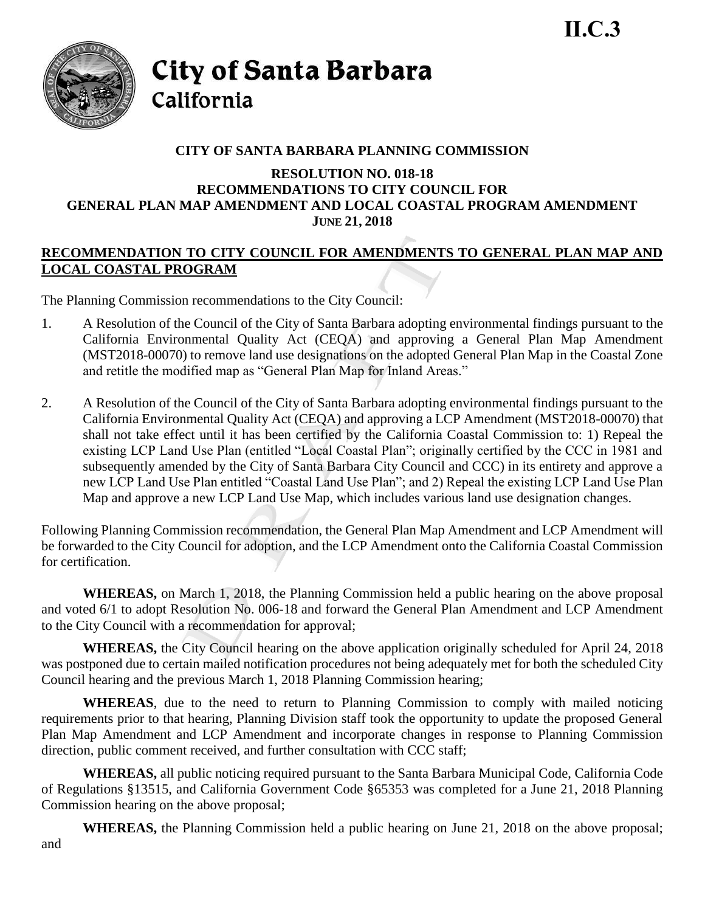II.C.3

# City of Santa Barbara
California

## CITY OF SANTA BARBARA PLANNING COMMISSION

### RESOLUTION NO. 018-18
### RECOMMENDATIONS TO CITY COUNCIL FOR GENERAL PLAN MAP AMENDMENT AND LOCAL COASTAL PROGRAM AMENDMENT
### JUNE 21, 2018

**RECOMMENDATION TO CITY COUNCIL FOR AMENDMENTS TO GENERAL PLAN MAP AND LOCAL COASTAL PROGRAM**

The Planning Commission recommendations to the City Council:

1. A Resolution of the Council of the City of Santa Barbara adopting environmental findings pursuant to the California Environmental Quality Act (CEQA) and approving a General Plan Map Amendment (MST2018-00070) to remove land use designations on the adopted General Plan Map in the Coastal Zone and retitle the modified map as "General Plan Map for Inland Areas."

2. A Resolution of the Council of the City of Santa Barbara adopting environmental findings pursuant to the California Environmental Quality Act (CEQA) and approving a LCP Amendment (MST2018-00070) that shall not take effect until it has been certified by the California Coastal Commission to: 1) Repeal the existing LCP Land Use Plan (entitled "Local Coastal Plan"; originally certified by the CCC in 1981 and subsequently amended by the City of Santa Barbara City Council and CCC) in its entirety and approve a new LCP Land Use Plan entitled "Coastal Land Use Plan"; and 2) Repeal the existing LCP Land Use Plan Map and approve a new LCP Land Use Map, which includes various land use designation changes.

Following Planning Commission recommendation, the General Plan Map Amendment and LCP Amendment will be forwarded to the City Council for adoption, and the LCP Amendment onto the California Coastal Commission for certification.

**WHEREAS,** on March 1, 2018, the Planning Commission held a public hearing on the above proposal and voted 6/1 to adopt Resolution No. 006-18 and forward the General Plan Amendment and LCP Amendment to the City Council with a recommendation for approval;

**WHEREAS,** the City Council hearing on the above application originally scheduled for April 24, 2018 was postponed due to certain mailed notification procedures not being adequately met for both the scheduled City Council hearing and the previous March 1, 2018 Planning Commission hearing;

**WHEREAS**, due to the need to return to Planning Commission to comply with mailed noticing requirements prior to that hearing, Planning Division staff took the opportunity to update the proposed General Plan Map Amendment and LCP Amendment and incorporate changes in response to Planning Commission direction, public comment received, and further consultation with CCC staff;

**WHEREAS,** all public noticing required pursuant to the Santa Barbara Municipal Code, California Code of Regulations §13515, and California Government Code §65353 was completed for a June 21, 2018 Planning Commission hearing on the above proposal;

**WHEREAS,** the Planning Commission held a public hearing on June 21, 2018 on the above proposal; and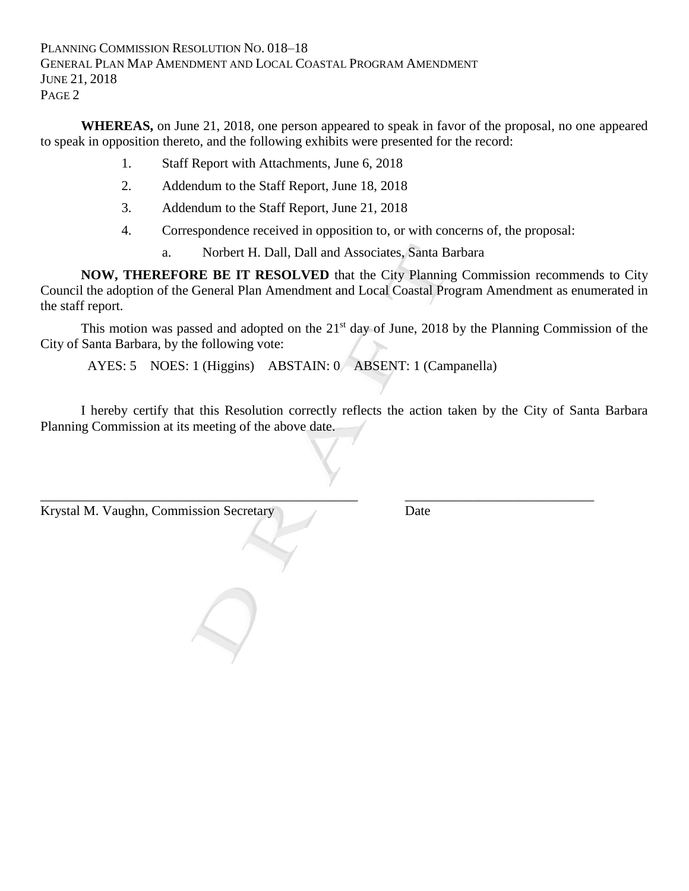**WHEREAS,** on June 21, 2018, one person appeared to speak in favor of the proposal, no one appeared to speak in opposition thereto, and the following exhibits were presented for the record:

1. Staff Report with Attachments, June 6, 2018
2. Addendum to the Staff Report, June 18, 2018
3. Addendum to the Staff Report, June 21, 2018
4. Correspondence received in opposition to, or with concerns of, the proposal:
   a. Norbert H. Dall, Dall and Associates, Santa Barbara

**NOW, THEREFORE BE IT RESOLVED** that the City Planning Commission recommends to City Council the adoption of the General Plan Amendment and Local Coastal Program Amendment as enumerated in the staff report.

This motion was passed and adopted on the 21st day of June, 2018 by the Planning Commission of the City of Santa Barbara, by the following vote:

AYES: 5 NOES: 1 (Higgins) ABSTAIN: 0 ABSENT: 1 (Campanella)

I hereby certify that this Resolution correctly reflects the action taken by the City of Santa Barbara Planning Commission at its meeting of the above date.

\_\_\_\_\_\_\_\_\_\_\_\_\_\_\_\_\_\_\_\_\_\_\_\_\_\_\_\_\_\_\_\_\_\_\_\_\_\_\_\_\_\_\_\_\_\_\_\_ \_\_\_\_\_\_\_\_\_\_\_\_\_\_\_\_\_\_\_\_\_\_\_\_\_\_\_\_\_\_

Krystal M. Vaughn, Commission Secretary Date

DRAFT